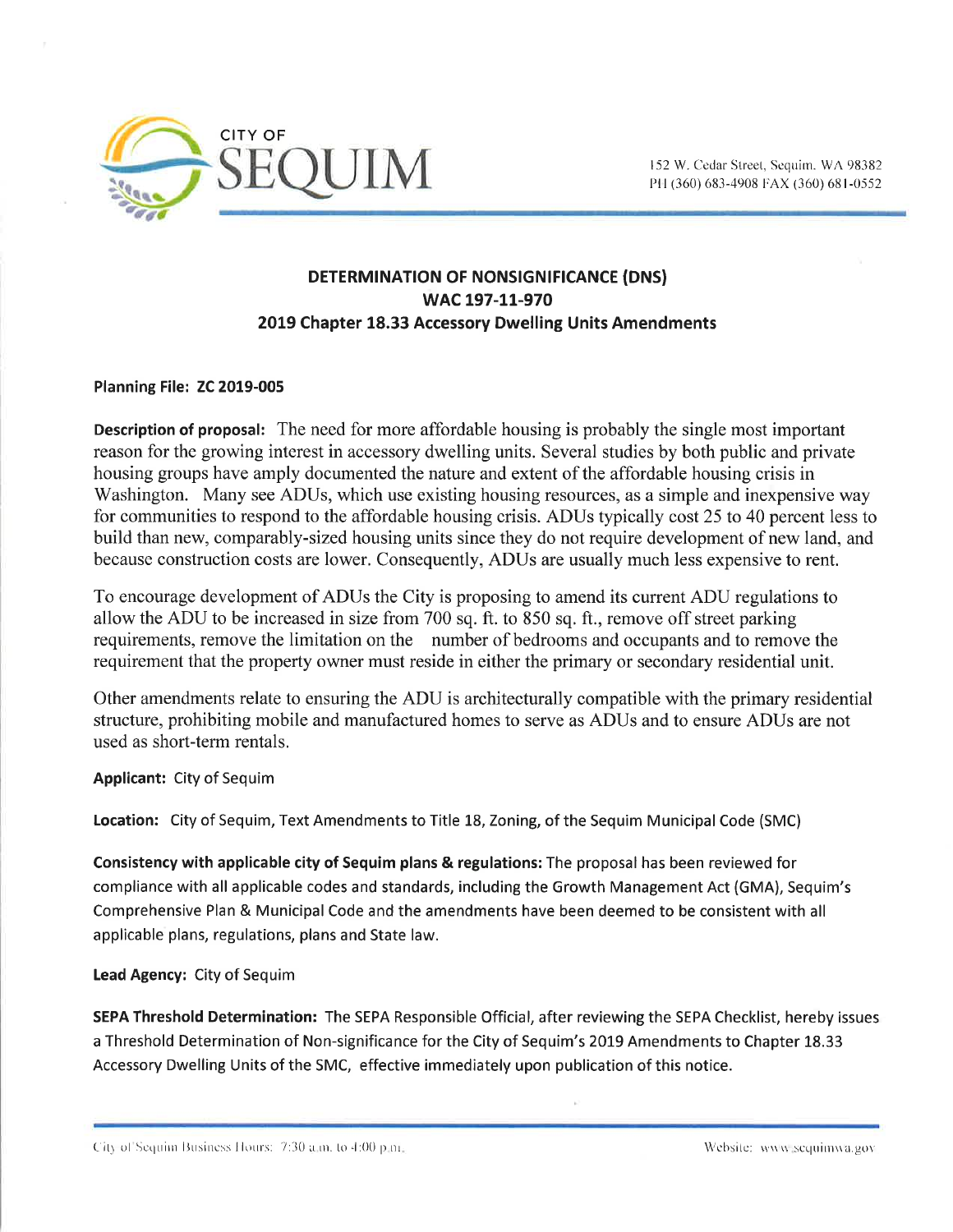CITY OF
# SEQUIM

152 W. Cedar Street, Sequim, WA 98382
PH (360) 683-4908 FAX (360) 681-0552

## DETERMINATION OF NONSIGNIFICANCE (DNS)
## WAC 197-11-970
## 2019 Chapter 18.33 Accessory Dwelling Units Amendments

**Planning File: ZC 2019-005**

**Description of proposal:** The need for more affordable housing is probably the single most important reason for the growing interest in accessory dwelling units. Several studies by both public and private housing groups have amply documented the nature and extent of the affordable housing crisis in Washington. Many see ADUs, which use existing housing resources, as a simple and inexpensive way for communities to respond to the affordable housing crisis. ADUs typically cost 25 to 40 percent less to build than new, comparably-sized housing units since they do not require development of new land, and because construction costs are lower. Consequently, ADUs are usually much less expensive to rent.

To encourage development of ADUs the City is proposing to amend its current ADU regulations to allow the ADU to be increased in size from 700 sq. ft. to 850 sq. ft., remove off street parking requirements, remove the limitation on the number of bedrooms and occupants and to remove the requirement that the property owner must reside in either the primary or secondary residential unit.

Other amendments relate to ensuring the ADU is architecturally compatible with the primary residential structure, prohibiting mobile and manufactured homes to serve as ADUs and to ensure ADUs are not used as short-term rentals.

**Applicant:** City of Sequim

**Location:** City of Sequim, Text Amendments to Title 18, Zoning, of the Sequim Municipal Code (SMC)

**Consistency with applicable city of Sequim plans & regulations:** The proposal has been reviewed for compliance with all applicable codes and standards, including the Growth Management Act (GMA), Sequim's Comprehensive Plan & Municipal Code and the amendments have been deemed to be consistent with all applicable plans, regulations, plans and State law.

**Lead Agency:** City of Sequim

**SEPA Threshold Determination:** The SEPA Responsible Official, after reviewing the SEPA Checklist, hereby issues a Threshold Determination of Non-significance for the City of Sequim's 2019 Amendments to Chapter 18.33 Accessory Dwelling Units of the SMC, effective immediately upon publication of this notice.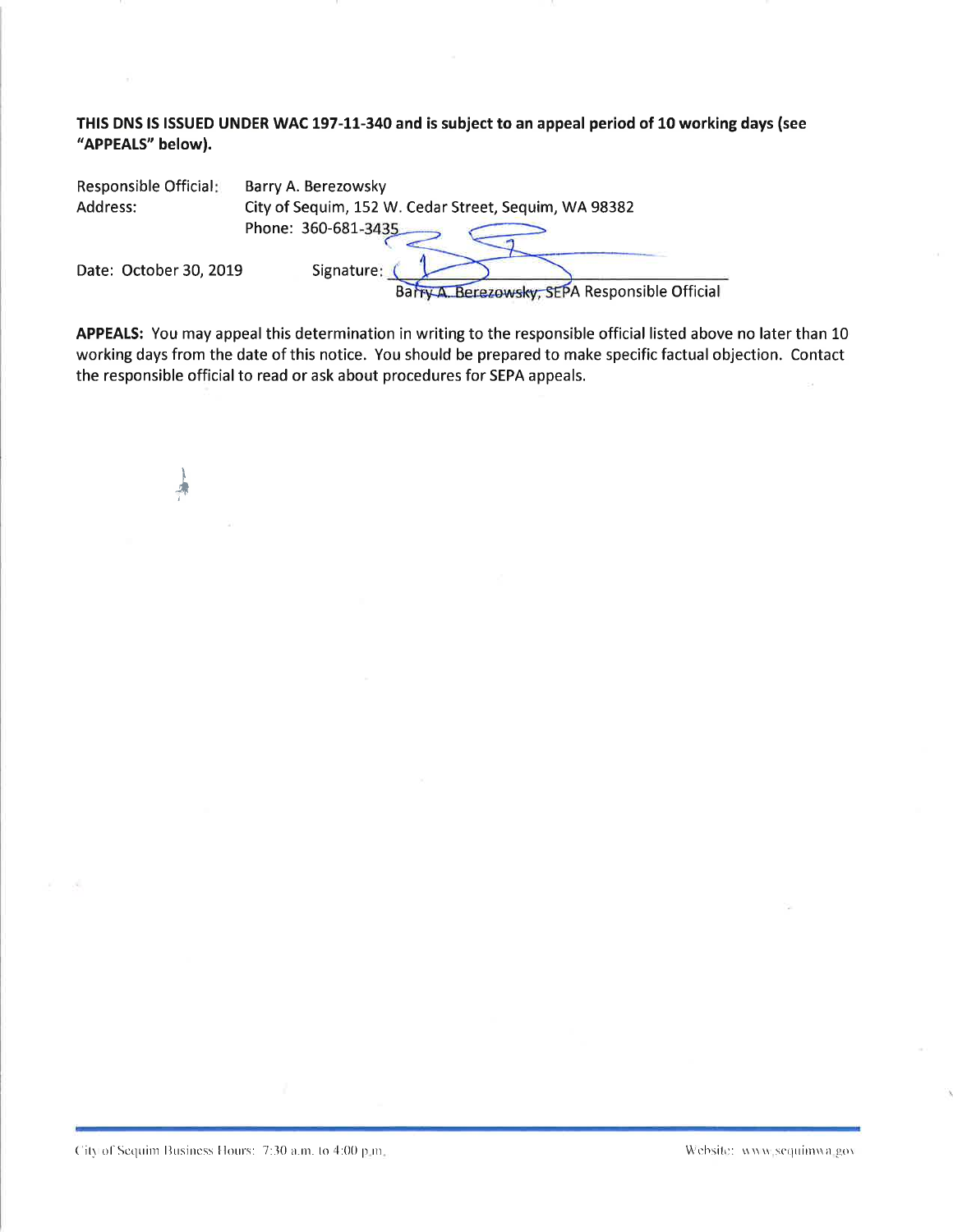**THIS DNS IS ISSUED UNDER WAC 197-11-340 and is subject to an appeal period of 10 working days (see "APPEALS" below).**

| | |
|---|---|
| Responsible Official: | Barry A. Berezowsky |
| Address: | City of Sequim, 152 W. Cedar Street, Sequim, WA 98382 |
| | Phone: 360-681-3435 |

Date: October 30, 2019 Signature: ______________________

Barry A. Berezowsky, SEPA Responsible Official

**APPEALS:** You may appeal this determination in writing to the responsible official listed above no later than 10 working days from the date of this notice. You should be prepared to make specific factual objection. Contact the responsible official to read or ask about procedures for SEPA appeals.

City of Sequim Business Hours: 7:30 a.m. to 4:00 p.m. Website: www.sequimwa.gov